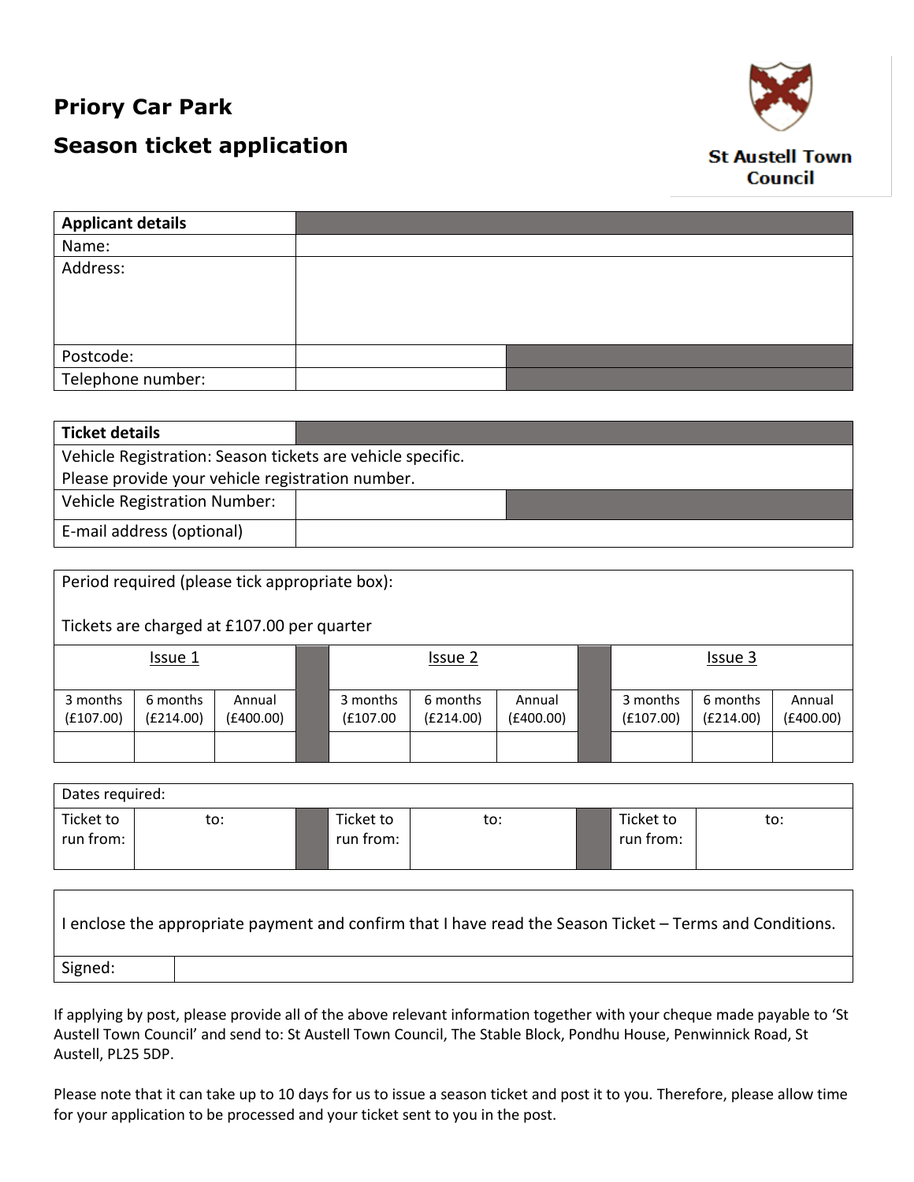# Priory Car Park

# Season ticket application

St Austell Town Council

| Applicant details | |
|---|---|
| Name: | |
| Address: | |
| Postcode: | |
| Telephone number: | |

| Ticket details | |
|---|---|
| Vehicle Registration: Season tickets are vehicle specific. Please provide your vehicle registration number. | |
| Vehicle Registration Number: | |
| E-mail address (optional) | |

Period required (please tick appropriate box):

Tickets are charged at £107.00 per quarter

| Issue 1 | | | Issue 2 | | | Issue 3 | | |
|---|---|---|---|---|---|---|---|---|
| 3 months (£107.00) | 6 months (£214.00) | Annual (£400.00) | 3 months (£107.00 | 6 months (£214.00) | Annual (£400.00) | 3 months (£107.00) | 6 months (£214.00) | Annual (£400.00) |
| | | | | | | | | |

Dates required:

| Ticket to run from: | to: | Ticket to run from: | to: | Ticket to run from: | to: |
|---|---|---|---|---|---|
| | | | | | |

I enclose the appropriate payment and confirm that I have read the Season Ticket – Terms and Conditions.

| Signed: | |
|---|---|

If applying by post, please provide all of the above relevant information together with your cheque made payable to 'St Austell Town Council' and send to: St Austell Town Council, The Stable Block, Pondhu House, Penwinnick Road, St Austell, PL25 5DP.

Please note that it can take up to 10 days for us to issue a season ticket and post it to you. Therefore, please allow time for your application to be processed and your ticket sent to you in the post.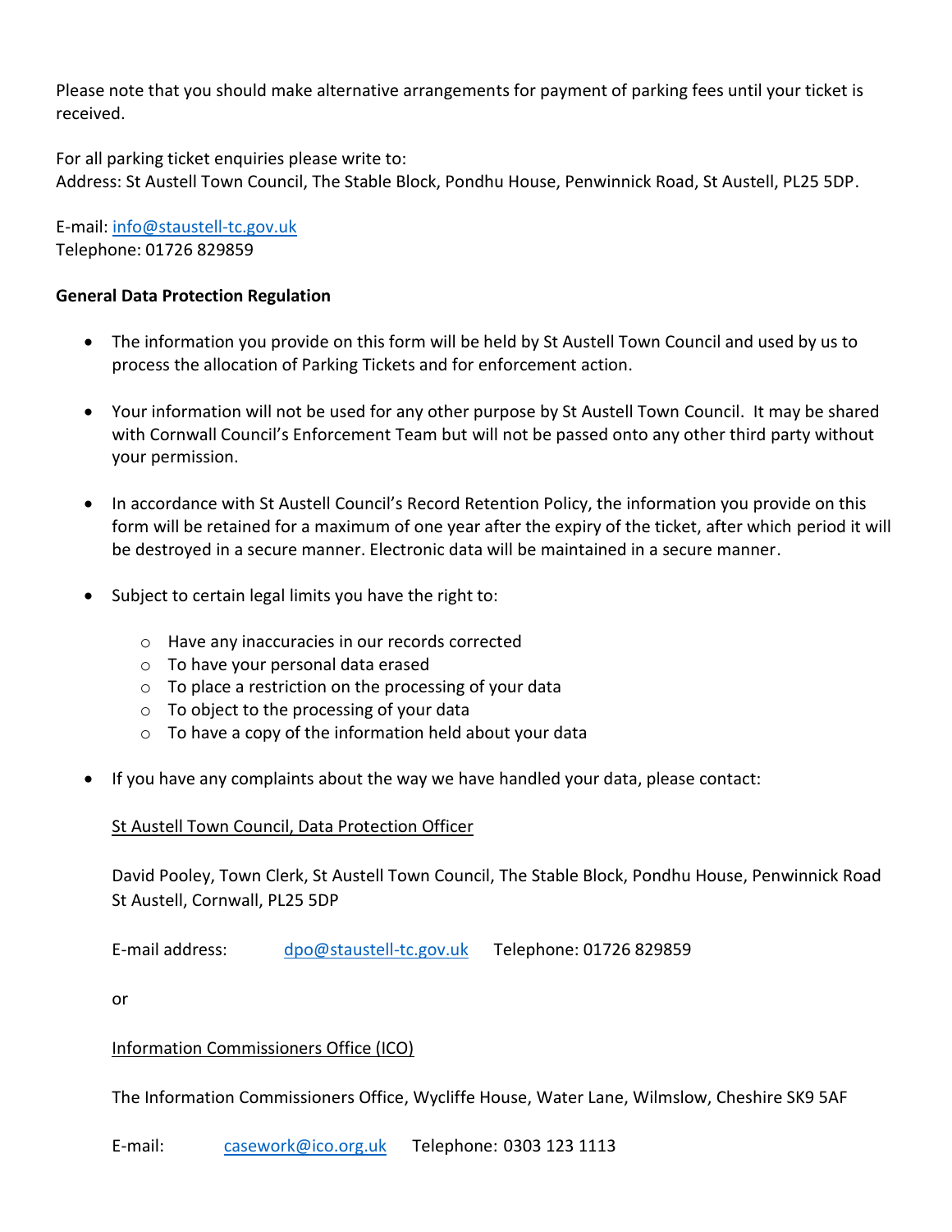Please note that you should make alternative arrangements for payment of parking fees until your ticket is received.

For all parking ticket enquiries please write to:
Address: St Austell Town Council, The Stable Block, Pondhu House, Penwinnick Road, St Austell, PL25 5DP.

E-mail: info@staustell-tc.gov.uk
Telephone: 01726 829859

**General Data Protection Regulation**

- The information you provide on this form will be held by St Austell Town Council and used by us to process the allocation of Parking Tickets and for enforcement action.

- Your information will not be used for any other purpose by St Austell Town Council. It may be shared with Cornwall Council's Enforcement Team but will not be passed onto any other third party without your permission.

- In accordance with St Austell Council's Record Retention Policy, the information you provide on this form will be retained for a maximum of one year after the expiry of the ticket, after which period it will be destroyed in a secure manner. Electronic data will be maintained in a secure manner.

- Subject to certain legal limits you have the right to:
  - Have any inaccuracies in our records corrected
  - To have your personal data erased
  - To place a restriction on the processing of your data
  - To object to the processing of your data
  - To have a copy of the information held about your data

- If you have any complaints about the way we have handled your data, please contact:

  St Austell Town Council, Data Protection Officer

  David Pooley, Town Clerk, St Austell Town Council, The Stable Block, Pondhu House, Penwinnick Road St Austell, Cornwall, PL25 5DP

  E-mail address: dpo@staustell-tc.gov.uk Telephone: 01726 829859

  or

  Information Commissioners Office (ICO)

  The Information Commissioners Office, Wycliffe House, Water Lane, Wilmslow, Cheshire SK9 5AF

  E-mail: casework@ico.org.uk Telephone: 0303 123 1113